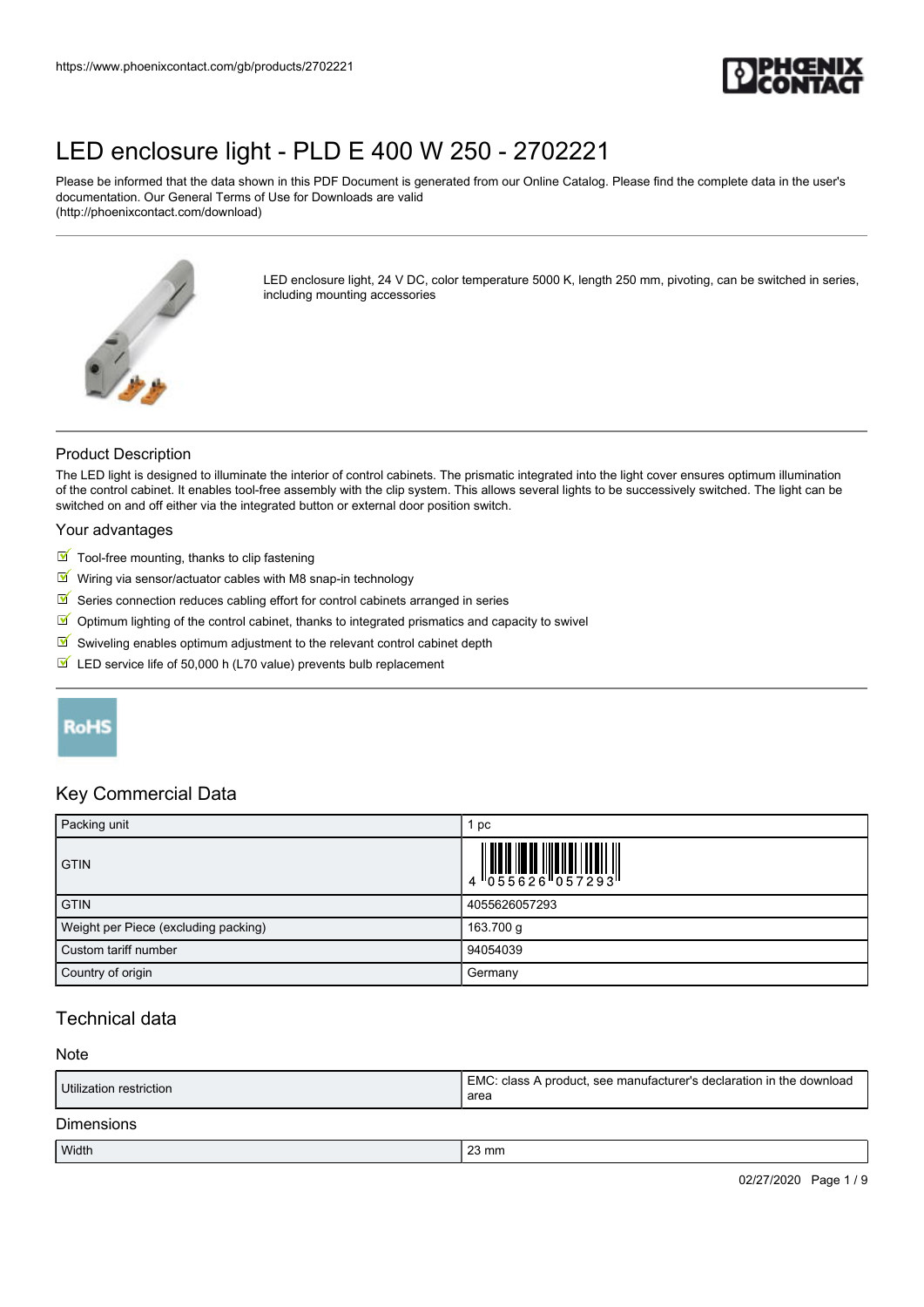# LED enclosure light - PLD E 400 W 250 - 2702221

Please be informed that the data shown in this PDF Document is generated from our Online Catalog. Please find the complete data in the user's documentation. Our General Terms of Use for Downloads are valid (http://phoenixcontact.com/download)

LED enclosure light, 24 V DC, color temperature 5000 K, length 250 mm, pivoting, can be switched in series, including mounting accessories

## Product Description

The LED light is designed to illuminate the interior of control cabinets. The prismatic integrated into the light cover ensures optimum illumination of the control cabinet. It enables tool-free assembly with the clip system. This allows several lights to be successively switched. The light can be switched on and off either via the integrated button or external door position switch.

## Your advantages

- Tool-free mounting, thanks to clip fastening
- Wiring via sensor/actuator cables with M8 snap-in technology
- Series connection reduces cabling effort for control cabinets arranged in series
- Optimum lighting of the control cabinet, thanks to integrated prismatics and capacity to swivel
- Swiveling enables optimum adjustment to the relevant control cabinet depth
- LED service life of 50,000 h (L70 value) prevents bulb replacement

RoHS

## Key Commercial Data

| Packing unit | 1 pc |
|---|---|
| GTIN | 4 055626 057293 |
| GTIN | 4055626057293 |
| Weight per Piece (excluding packing) | 163.700 g |
| Custom tariff number | 94054039 |
| Country of origin | Germany |

## Technical data

### Note

| Utilization restriction | EMC: class A product, see manufacturer's declaration in the download area |
|---|---|

### Dimensions

| Width | 23 mm |
|---|---|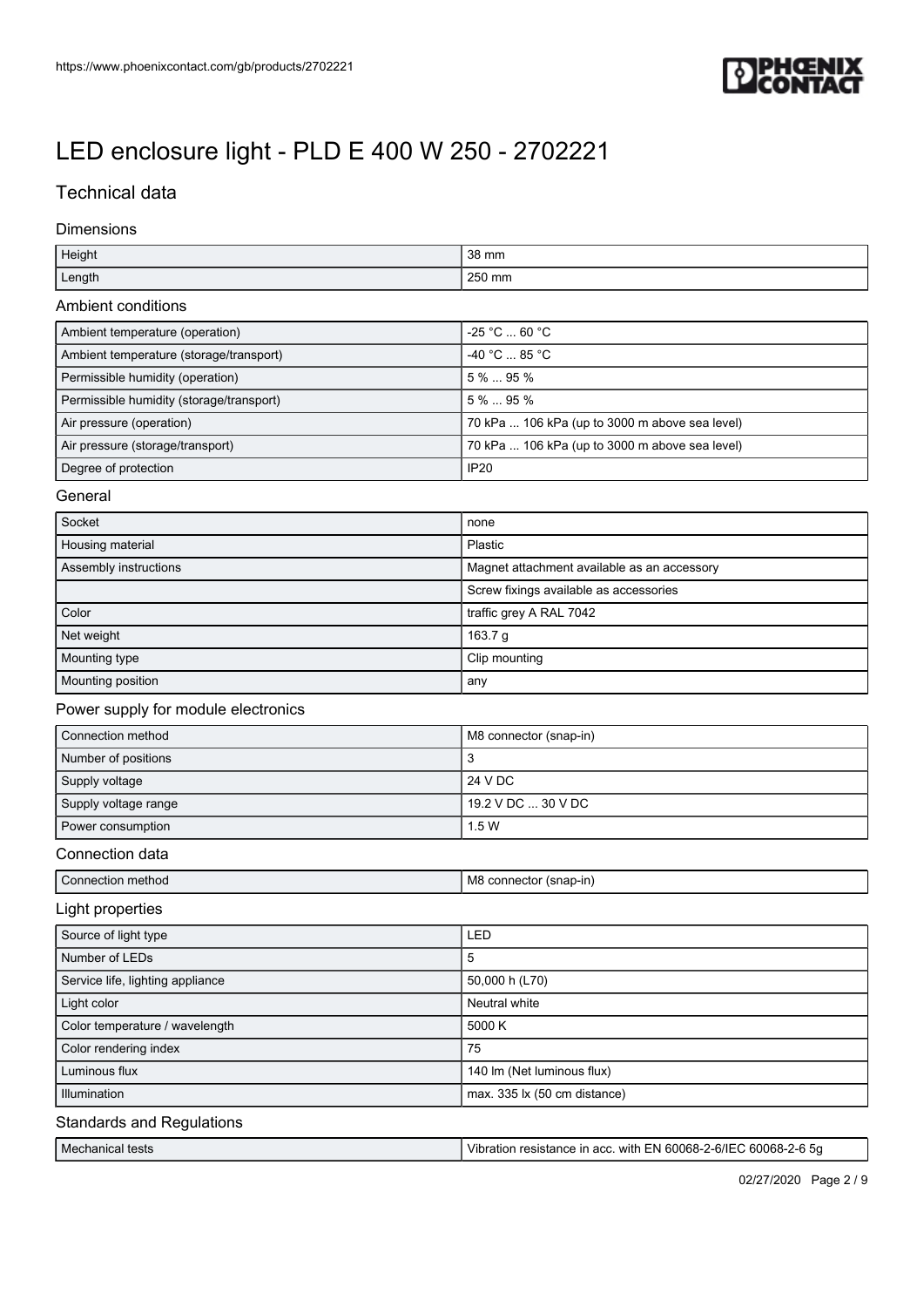# LED enclosure light - PLD E 400 W 250 - 2702221

## Technical data

### Dimensions

| | |
|---|---|
| Height | 38 mm |
| Length | 250 mm |

### Ambient conditions

| | |
|---|---|
| Ambient temperature (operation) | -25 °C ... 60 °C |
| Ambient temperature (storage/transport) | -40 °C ... 85 °C |
| Permissible humidity (operation) | 5 % ... 95 % |
| Permissible humidity (storage/transport) | 5 % ... 95 % |
| Air pressure (operation) | 70 kPa ... 106 kPa (up to 3000 m above sea level) |
| Air pressure (storage/transport) | 70 kPa ... 106 kPa (up to 3000 m above sea level) |
| Degree of protection | IP20 |

### General

| | |
|---|---|
| Socket | none |
| Housing material | Plastic |
| Assembly instructions | Magnet attachment available as an accessory |
| | Screw fixings available as accessories |
| Color | traffic grey A RAL 7042 |
| Net weight | 163.7 g |
| Mounting type | Clip mounting |
| Mounting position | any |

### Power supply for module electronics

| | |
|---|---|
| Connection method | M8 connector (snap-in) |
| Number of positions | 3 |
| Supply voltage | 24 V DC |
| Supply voltage range | 19.2 V DC ... 30 V DC |
| Power consumption | 1.5 W |

### Connection data

| | |
|---|---|
| Connection method | M8 connector (snap-in) |

### Light properties

| | |
|---|---|
| Source of light type | LED |
| Number of LEDs | 5 |
| Service life, lighting appliance | 50,000 h (L70) |
| Light color | Neutral white |
| Color temperature / wavelength | 5000 K |
| Color rendering index | 75 |
| Luminous flux | 140 lm (Net luminous flux) |
| Illumination | max. 335 lx (50 cm distance) |

### Standards and Regulations

| | |
|---|---|
| Mechanical tests | Vibration resistance in acc. with EN 60068-2-6/IEC 60068-2-6 5g |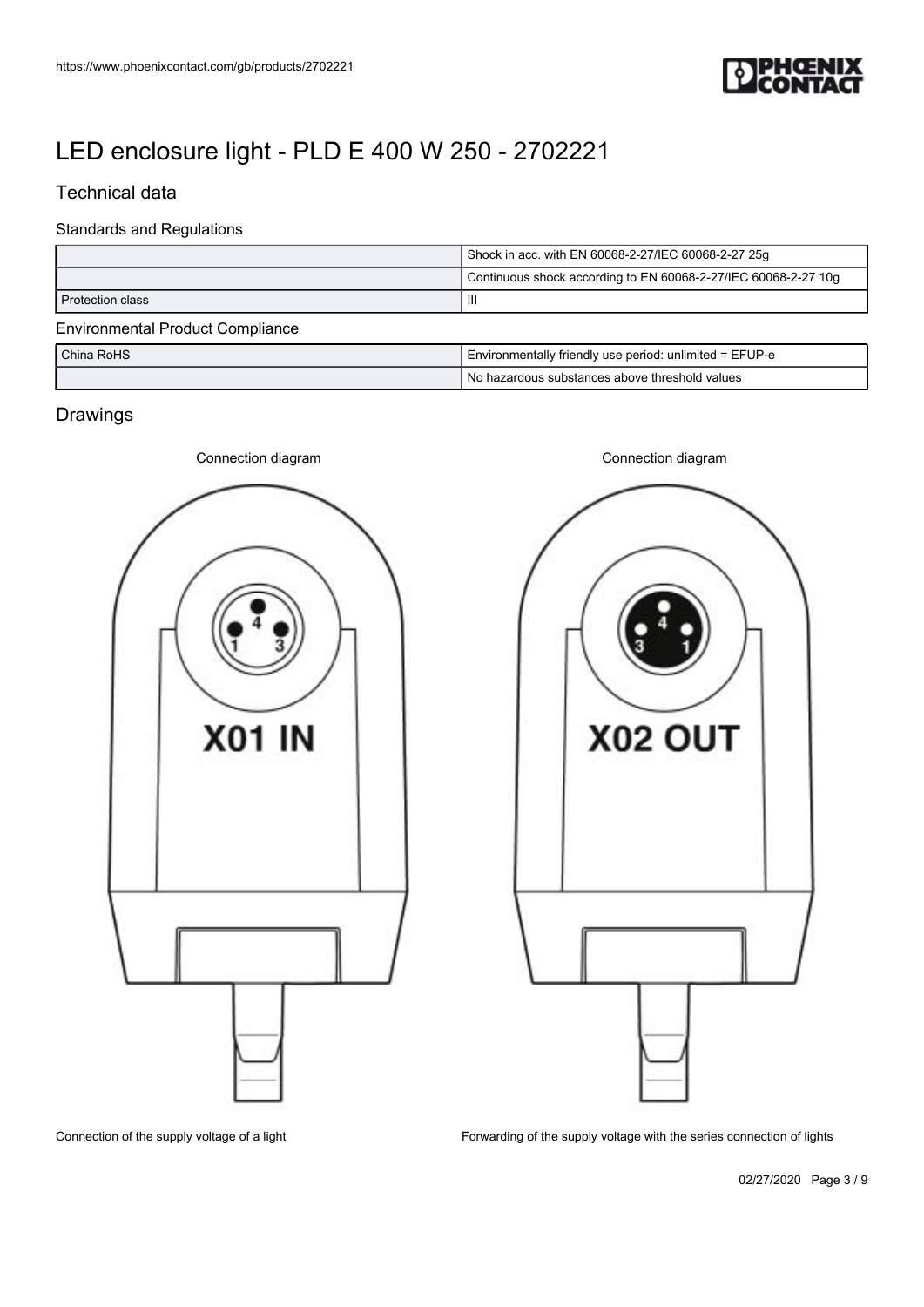# LED enclosure light - PLD E 400 W 250 - 2702221

## Technical data

### Standards and Regulations

| | |
|---|---|
| | Shock in acc. with EN 60068-2-27/IEC 60068-2-27 25g |
| | Continuous shock according to EN 60068-2-27/IEC 60068-2-27 10g |
| Protection class | III |

### Environmental Product Compliance

| | |
|---|---|
| China RoHS | Environmentally friendly use period: unlimited = EFUP-e |
| | No hazardous substances above threshold values |

## Drawings

Connection diagram

X01 IN

Connection of the supply voltage of a light

Connection diagram

X02 OUT

Forwarding of the supply voltage with the series connection of lights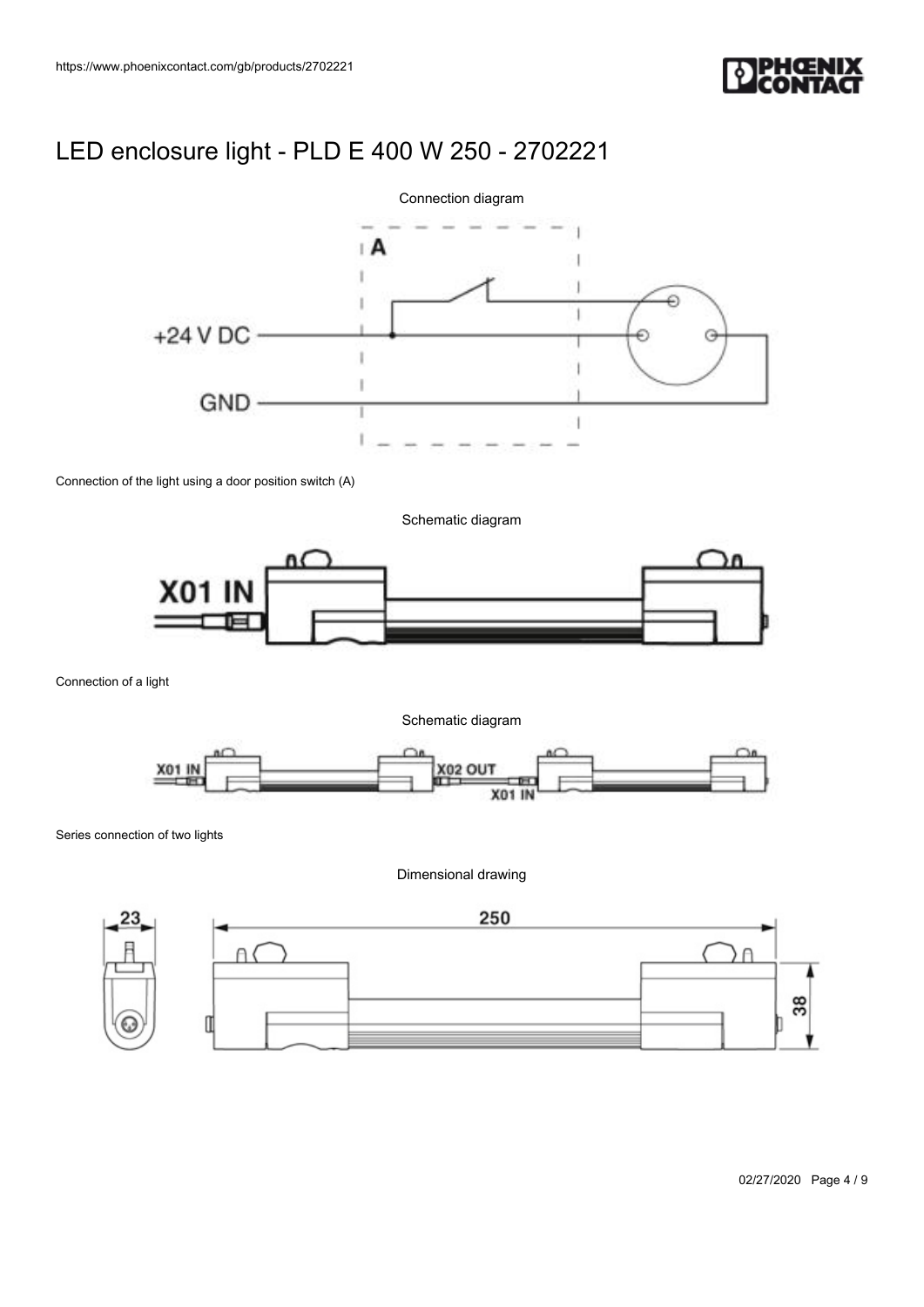# LED enclosure light - PLD E 400 W 250 - 2702221

Connection diagram

Connection of the light using a door position switch (A)

Schematic diagram

Connection of a light

Schematic diagram

Series connection of two lights

Dimensional drawing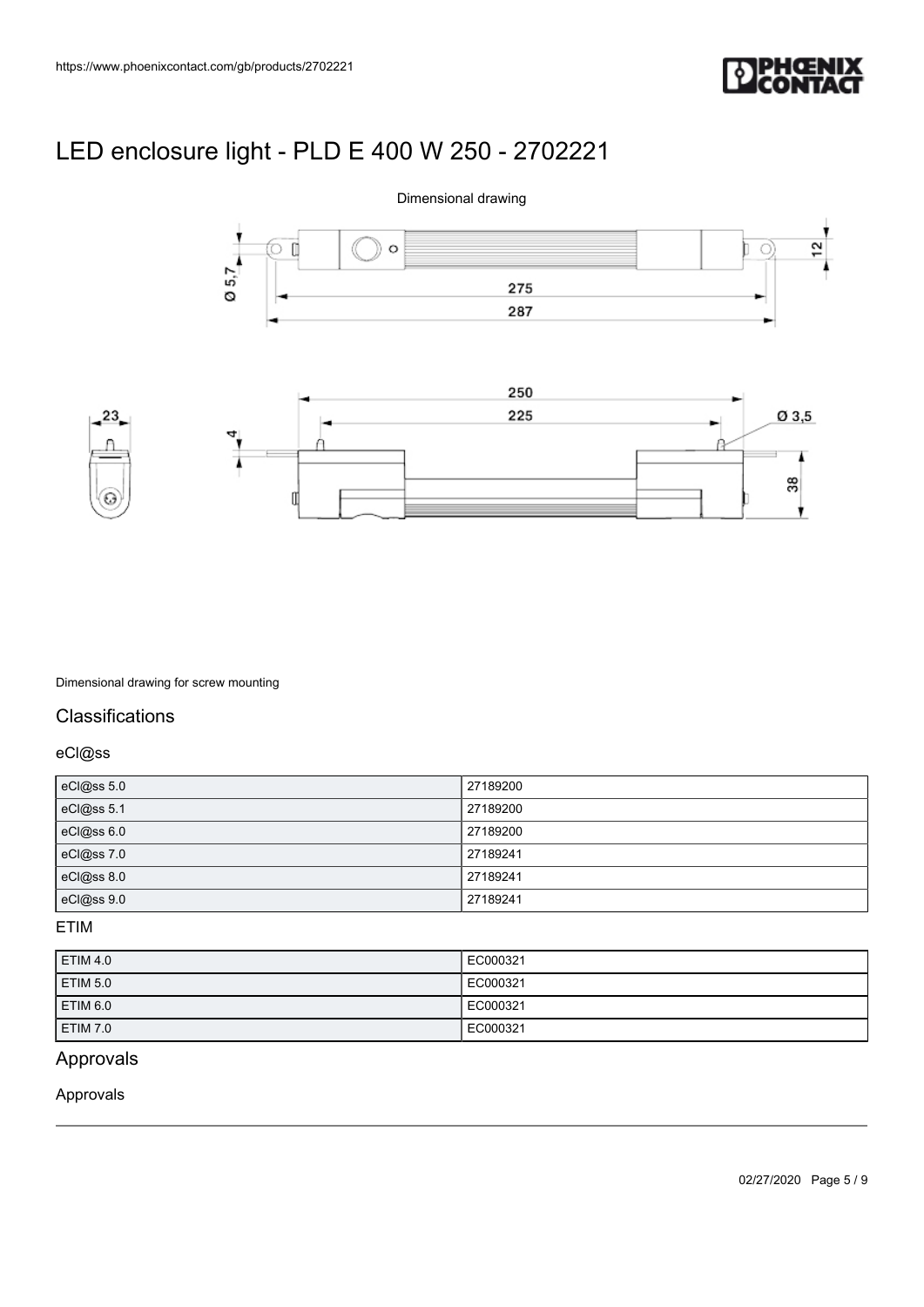# LED enclosure light - PLD E 400 W 250 - 2702221

Dimensional drawing

Dimensional drawing for screw mounting

## Classifications

### eCl@ss

| eCl@ss 5.0 | 27189200 |
| --- | --- |
| eCl@ss 5.1 | 27189200 |
| eCl@ss 6.0 | 27189200 |
| eCl@ss 7.0 | 27189241 |
| eCl@ss 8.0 | 27189241 |
| eCl@ss 9.0 | 27189241 |

### ETIM

| ETIM 4.0 | EC000321 |
| --- | --- |
| ETIM 5.0 | EC000321 |
| ETIM 6.0 | EC000321 |
| ETIM 7.0 | EC000321 |

## Approvals

Approvals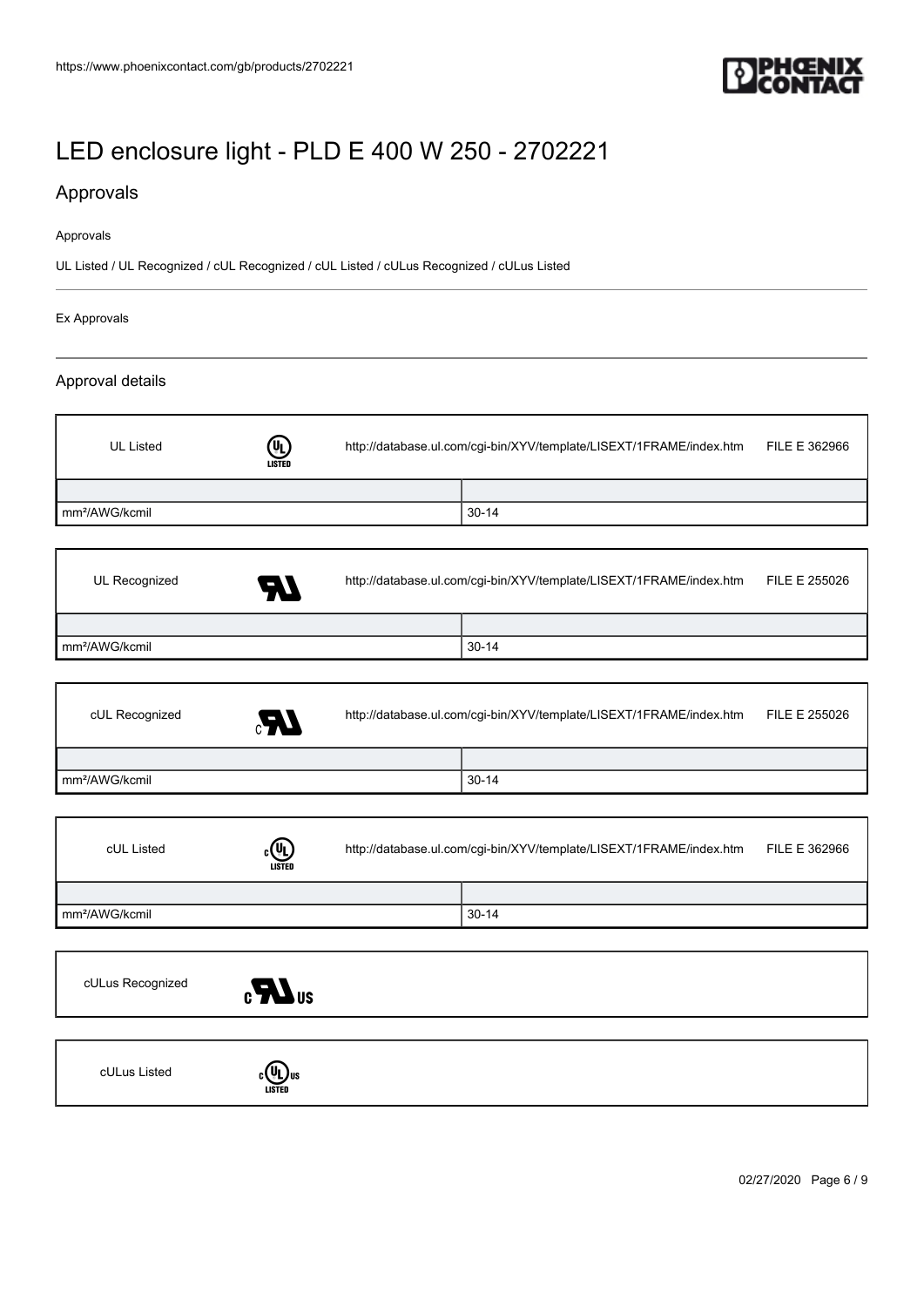# LED enclosure light - PLD E 400 W 250 - 2702221

## Approvals

Approvals

UL Listed / UL Recognized / cUL Recognized / cUL Listed / cULus Recognized / cULus Listed

Ex Approvals

### Approval details

| UL Listed | http://database.ul.com/cgi-bin/XYV/template/LISEXT/1FRAME/index.htm | FILE E 362966 |
|---|---|---|
| | | |
| mm²/AWG/kcmil | 30-14 | |

| UL Recognized | http://database.ul.com/cgi-bin/XYV/template/LISEXT/1FRAME/index.htm | FILE E 255026 |
|---|---|---|
| | | |
| mm²/AWG/kcmil | 30-14 | |

| cUL Recognized | http://database.ul.com/cgi-bin/XYV/template/LISEXT/1FRAME/index.htm | FILE E 255026 |
|---|---|---|
| | | |
| mm²/AWG/kcmil | 30-14 | |

| cUL Listed | http://database.ul.com/cgi-bin/XYV/template/LISEXT/1FRAME/index.htm | FILE E 362966 |
|---|---|---|
| | | |
| mm²/AWG/kcmil | 30-14 | |

| cULus Recognized |
|---|

| cULus Listed |
|---|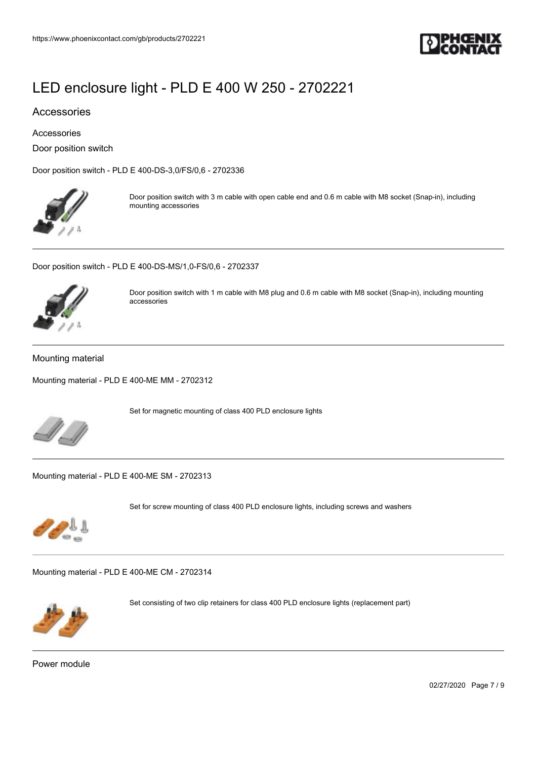# LED enclosure light - PLD E 400 W 250 - 2702221

## Accessories

Accessories

### Door position switch

Door position switch - PLD E 400-DS-3,0/FS/0,6 - 2702336

Door position switch with 3 m cable with open cable end and 0.6 m cable with M8 socket (Snap-in), including mounting accessories

---

Door position switch - PLD E 400-DS-MS/1,0-FS/0,6 - 2702337

Door position switch with 1 m cable with M8 plug and 0.6 m cable with M8 socket (Snap-in), including mounting accessories

---

### Mounting material

Mounting material - PLD E 400-ME MM - 2702312

Set for magnetic mounting of class 400 PLD enclosure lights

---

Mounting material - PLD E 400-ME SM - 2702313

Set for screw mounting of class 400 PLD enclosure lights, including screws and washers

---

Mounting material - PLD E 400-ME CM - 2702314

Set consisting of two clip retainers for class 400 PLD enclosure lights (replacement part)

---

### Power module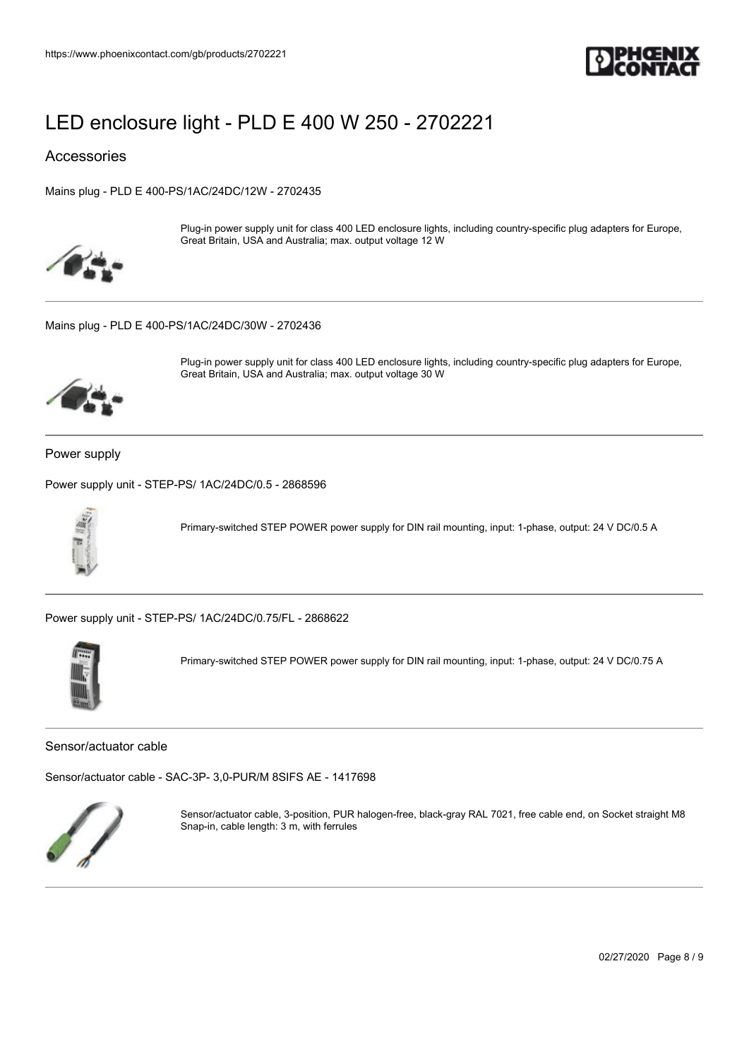# LED enclosure light - PLD E 400 W 250 - 2702221

## Accessories

Mains plug - PLD E 400-PS/1AC/24DC/12W - 2702435

Plug-in power supply unit for class 400 LED enclosure lights, including country-specific plug adapters for Europe, Great Britain, USA and Australia; max. output voltage 12 W

Mains plug - PLD E 400-PS/1AC/24DC/30W - 2702436

Plug-in power supply unit for class 400 LED enclosure lights, including country-specific plug adapters for Europe, Great Britain, USA and Australia; max. output voltage 30 W

### Power supply

Power supply unit - STEP-PS/ 1AC/24DC/0.5 - 2868596

Primary-switched STEP POWER power supply for DIN rail mounting, input: 1-phase, output: 24 V DC/0.5 A

Power supply unit - STEP-PS/ 1AC/24DC/0.75/FL - 2868622

Primary-switched STEP POWER power supply for DIN rail mounting, input: 1-phase, output: 24 V DC/0.75 A

### Sensor/actuator cable

Sensor/actuator cable - SAC-3P- 3,0-PUR/M 8SIFS AE - 1417698

Sensor/actuator cable, 3-position, PUR halogen-free, black-gray RAL 7021, free cable end, on Socket straight M8 Snap-in, cable length: 3 m, with ferrules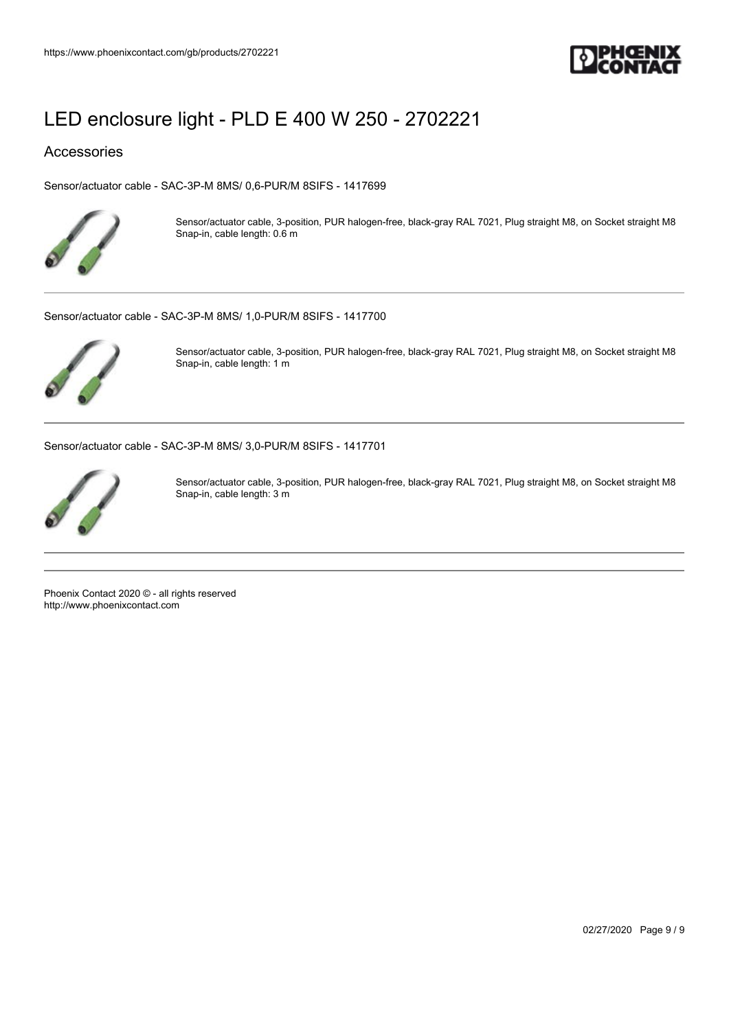# LED enclosure light - PLD E 400 W 250 - 2702221

## Accessories

Sensor/actuator cable - SAC-3P-M 8MS/ 0,6-PUR/M 8SIFS - 1417699

Sensor/actuator cable, 3-position, PUR halogen-free, black-gray RAL 7021, Plug straight M8, on Socket straight M8 Snap-in, cable length: 0.6 m

---

Sensor/actuator cable - SAC-3P-M 8MS/ 1,0-PUR/M 8SIFS - 1417700

Sensor/actuator cable, 3-position, PUR halogen-free, black-gray RAL 7021, Plug straight M8, on Socket straight M8 Snap-in, cable length: 1 m

---

Sensor/actuator cable - SAC-3P-M 8MS/ 3,0-PUR/M 8SIFS - 1417701

Sensor/actuator cable, 3-position, PUR halogen-free, black-gray RAL 7021, Plug straight M8, on Socket straight M8 Snap-in, cable length: 3 m

---

Phoenix Contact 2020 © - all rights reserved
http://www.phoenixcontact.com